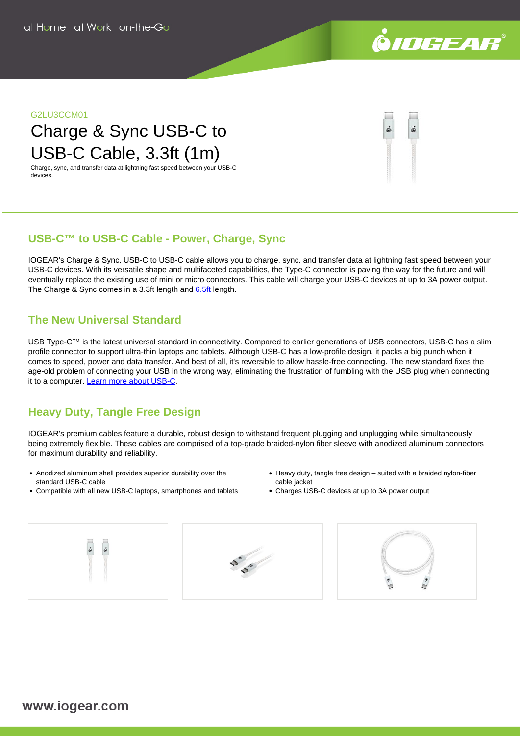G2LU3CCM01

# Charge & Sync USB-C to USB-C Cable, 3.3ft (1m)

Charge, sync, and transfer data at lightning fast speed between your USB-C devices.

## USB-C™ to USB-C Cable - Power, Charge, Sync

IOGEAR's Charge & Sync, USB-C to USB-C cable allows you to charge, sync, and transfer data at lightning fast speed between your USB-C devices. With its versatile shape and multifaceted capabilities, the Type-C connector is paving the way for the future and will eventually replace the existing use of mini or micro connectors. This cable will charge your USB-C devices at up to 3A power output. The Charge & Sync comes in a 3.3ft length and 6.5ft length.

## The New Universal Standard

USB Type-C™ is the latest universal standard in connectivity. Compared to earlier generations of USB connectors, USB-C has a slim profile connector to support ultra-thin laptops and tablets. Although USB-C has a low-profile design, it packs a big punch when it comes to speed, power and data transfer. And best of all, it's reversible to allow hassle-free connecting. The new standard fixes the age-old problem of connecting your USB in the wrong way, eliminating the frustration of fumbling with the USB plug when connecting it to a computer. Learn more about USB-C.

## Heavy Duty, Tangle Free Design

IOGEAR's premium cables feature a durable, robust design to withstand frequent plugging and unplugging while simultaneously being extremely flexible. These cables are comprised of a top-grade braided-nylon fiber sleeve with anodized aluminum connectors for maximum durability and reliability.

- Anodized aluminum shell provides superior durability over the standard USB-C cable
- Compatible with all new USB-C laptops, smartphones and tablets
- Heavy duty, tangle free design – suited with a braided nylon-fiber cable jacket
- Charges USB-C devices at up to 3A power output

www.iogear.com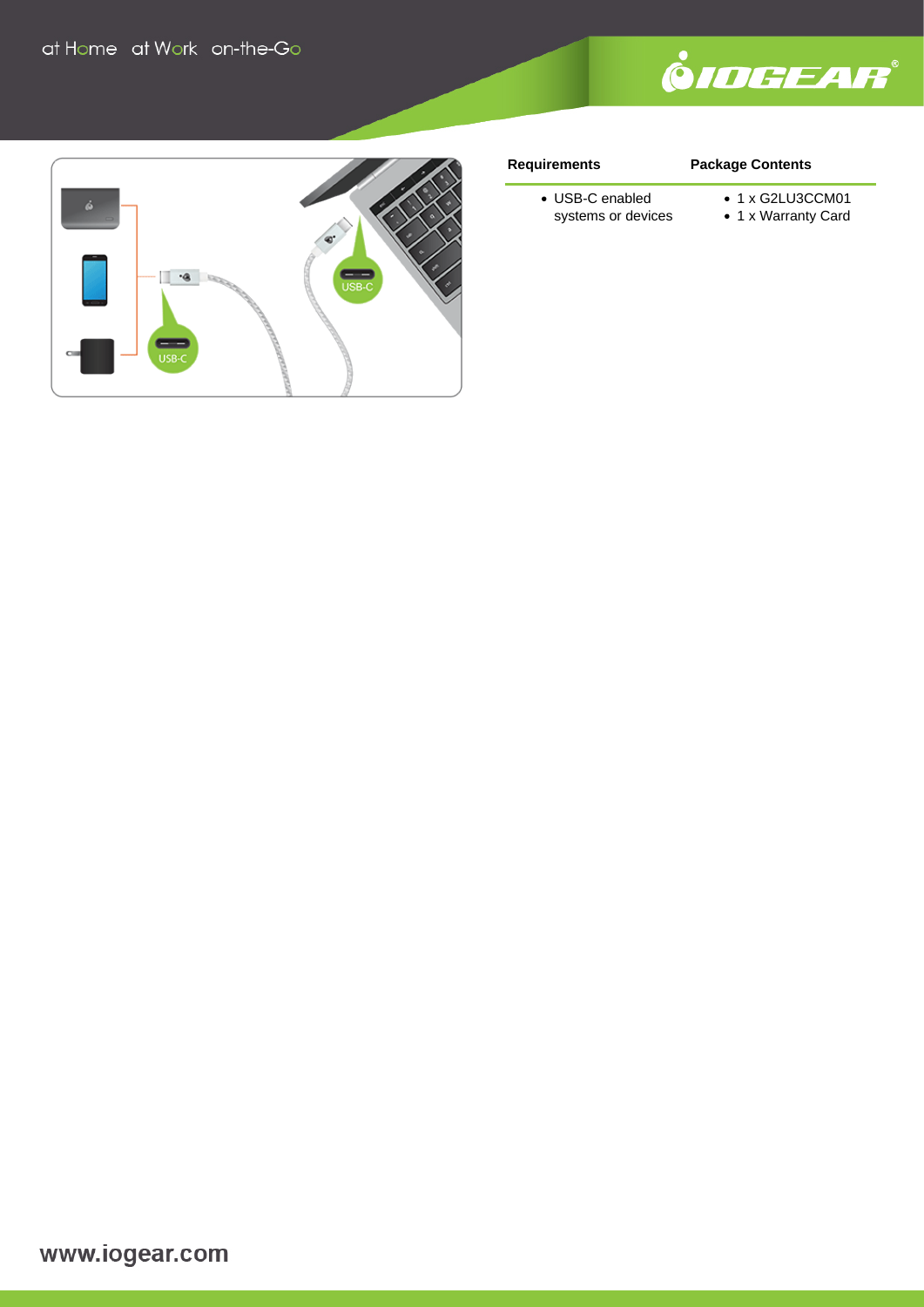| Requirements | Package Contents |
| --- | --- |
| • USB-C enabled systems or devices | • 1 x G2LU3CCM01<br>• 1 x Warranty Card |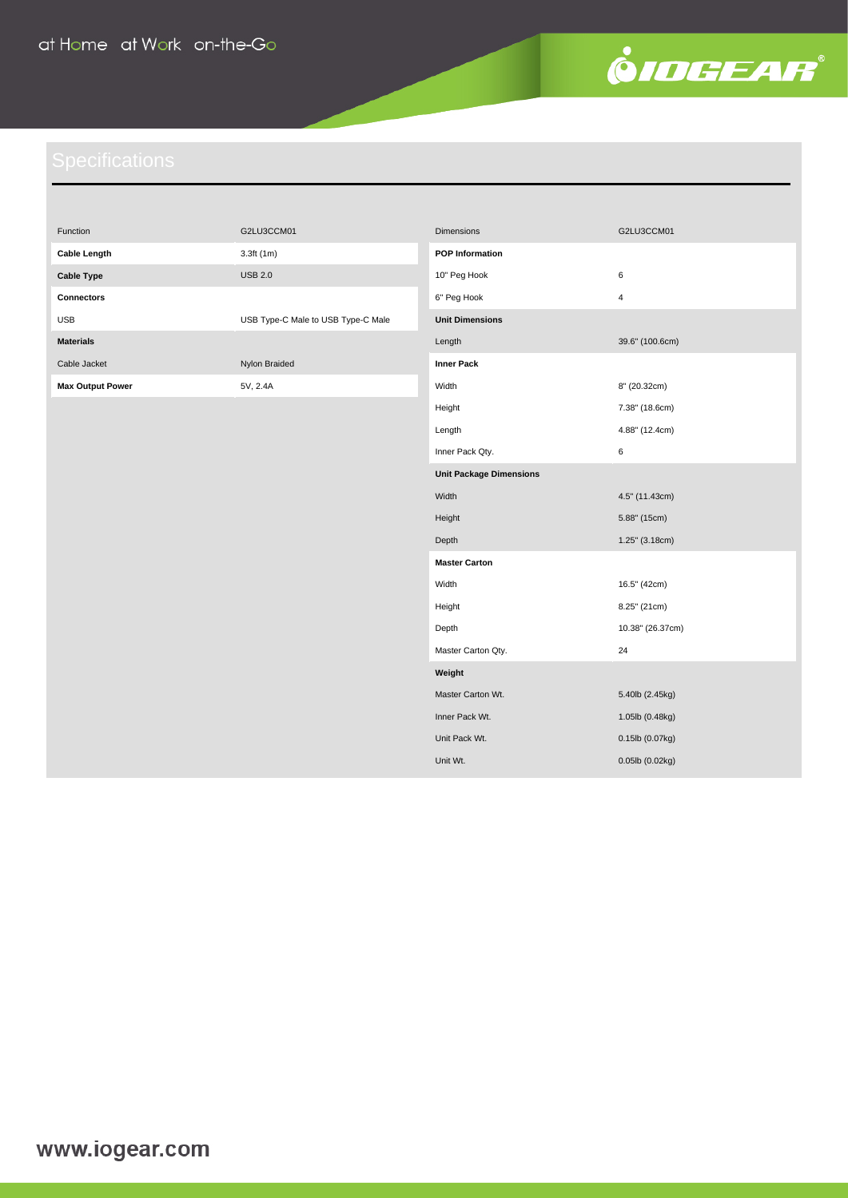# Specifications

| Function | G2LU3CCM01 |
|---|---|
| **Cable Length** | 3.3ft (1m) |
| **Cable Type** | USB 2.0 |
| **Connectors** | |
| USB | USB Type-C Male to USB Type-C Male |
| **Materials** | |
| Cable Jacket | Nylon Braided |
| **Max Output Power** | 5V, 2.4A |

| Dimensions | G2LU3CCM01 |
|---|---|
| **POP Information** | |
| 10" Peg Hook | 6 |
| 6" Peg Hook | 4 |
| **Unit Dimensions** | |
| Length | 39.6" (100.6cm) |
| **Inner Pack** | |
| Width | 8" (20.32cm) |
| Height | 7.38" (18.6cm) |
| Length | 4.88" (12.4cm) |
| Inner Pack Qty. | 6 |
| **Unit Package Dimensions** | |
| Width | 4.5" (11.43cm) |
| Height | 5.88" (15cm) |
| Depth | 1.25" (3.18cm) |
| **Master Carton** | |
| Width | 16.5" (42cm) |
| Height | 8.25" (21cm) |
| Depth | 10.38" (26.37cm) |
| Master Carton Qty. | 24 |
| **Weight** | |
| Master Carton Wt. | 5.40lb (2.45kg) |
| Inner Pack Wt. | 1.05lb (0.48kg) |
| Unit Pack Wt. | 0.15lb (0.07kg) |
| Unit Wt. | 0.05lb (0.02kg) |